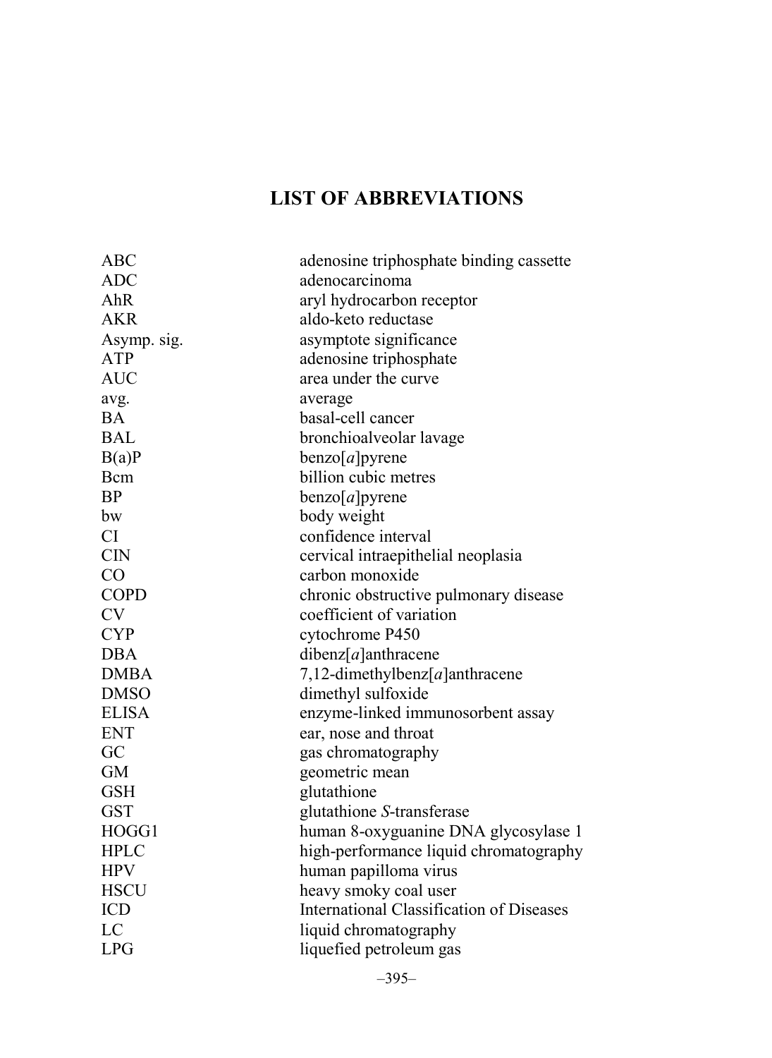# LIST OF ABBREVIATIONS

| | |
|---|---|
| ABC | adenosine triphosphate binding cassette |
| ADC | adenocarcinoma |
| AhR | aryl hydrocarbon receptor |
| AKR | aldo-keto reductase |
| Asymp. sig. | asymptote significance |
| ATP | adenosine triphosphate |
| AUC | area under the curve |
| avg. | average |
| BA | basal-cell cancer |
| BAL | bronchioalveolar lavage |
| B(a)P | benzo[*a*]pyrene |
| Bcm | billion cubic metres |
| BP | benzo[*a*]pyrene |
| bw | body weight |
| CI | confidence interval |
| CIN | cervical intraepithelial neoplasia |
| CO | carbon monoxide |
| COPD | chronic obstructive pulmonary disease |
| CV | coefficient of variation |
| CYP | cytochrome P450 |
| DBA | dibenz[*a*]anthracene |
| DMBA | 7,12-dimethylbenz[*a*]anthracene |
| DMSO | dimethyl sulfoxide |
| ELISA | enzyme-linked immunosorbent assay |
| ENT | ear, nose and throat |
| GC | gas chromatography |
| GM | geometric mean |
| GSH | glutathione |
| GST | glutathione *S*-transferase |
| HOGG1 | human 8-oxyguanine DNA glycosylase 1 |
| HPLC | high-performance liquid chromatography |
| HPV | human papilloma virus |
| HSCU | heavy smoky coal user |
| ICD | International Classification of Diseases |
| LC | liquid chromatography |
| LPG | liquefied petroleum gas |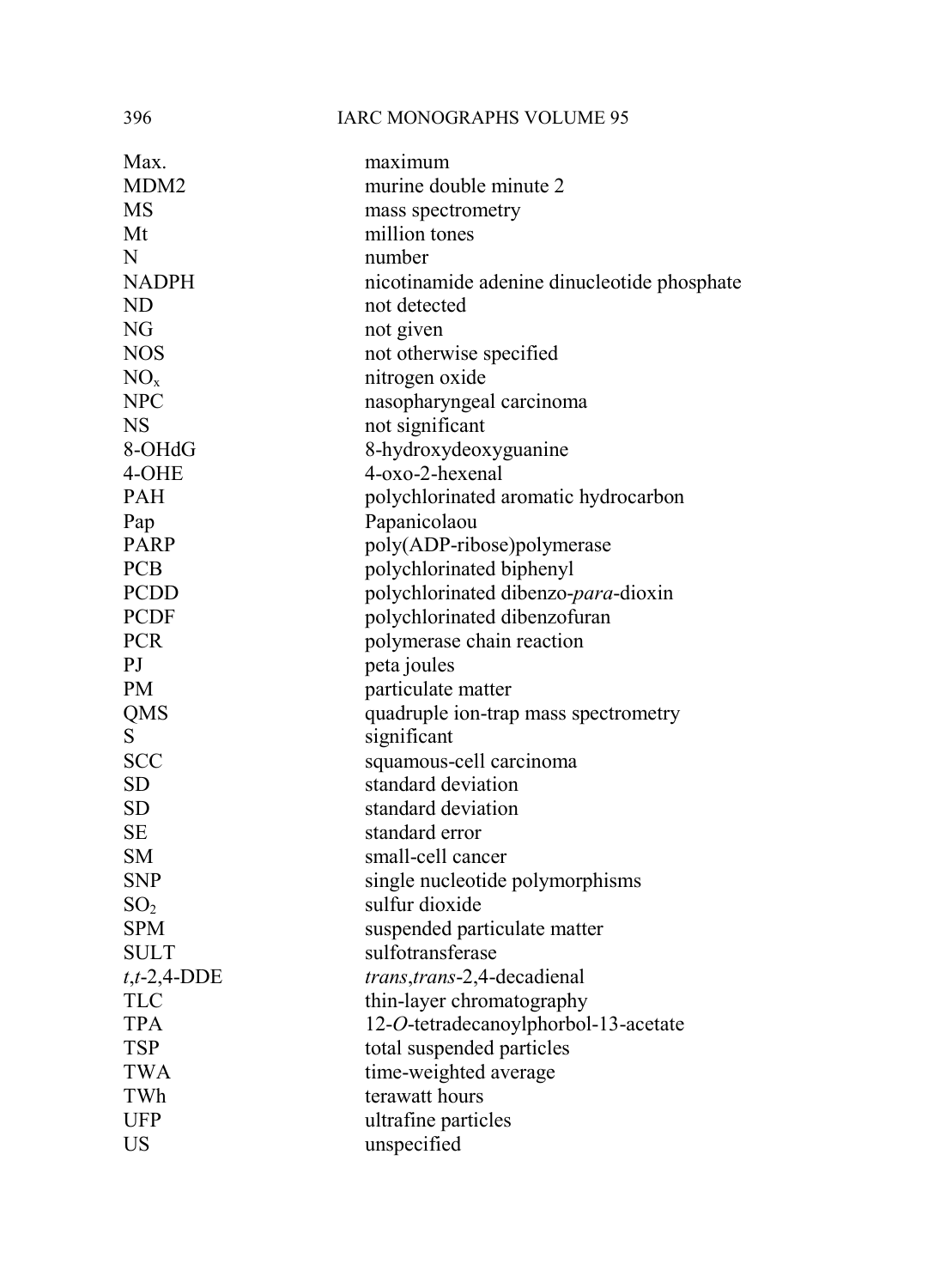| | |
|---|---|
| Max. | maximum |
| MDM2 | murine double minute 2 |
| MS | mass spectrometry |
| Mt | million tones |
| N | number |
| NADPH | nicotinamide adenine dinucleotide phosphate |
| ND | not detected |
| NG | not given |
| NOS | not otherwise specified |
| $NO_x$ | nitrogen oxide |
| NPC | nasopharyngeal carcinoma |
| NS | not significant |
| 8-OHdG | 8-hydroxydeoxyguanine |
| 4-OHE | 4-oxo-2-hexenal |
| PAH | polychlorinated aromatic hydrocarbon |
| Pap | Papanicolaou |
| PARP | poly(ADP-ribose)polymerase |
| PCB | polychlorinated biphenyl |
| PCDD | polychlorinated dibenzo-*para*-dioxin |
| PCDF | polychlorinated dibenzofuran |
| PCR | polymerase chain reaction |
| PJ | peta joules |
| PM | particulate matter |
| QMS | quadruple ion-trap mass spectrometry |
| S | significant |
| SCC | squamous-cell carcinoma |
| SD | standard deviation |
| SD | standard deviation |
| SE | standard error |
| SM | small-cell cancer |
| SNP | single nucleotide polymorphisms |
| $SO_2$ | sulfur dioxide |
| SPM | suspended particulate matter |
| SULT | sulfotransferase |
| *t*,*t*-2,4-DDE | *trans*,*trans*-2,4-decadienal |
| TLC | thin-layer chromatography |
| TPA | 12-*O*-tetradecanoylphorbol-13-acetate |
| TSP | total suspended particles |
| TWA | time-weighted average |
| TWh | terawatt hours |
| UFP | ultrafine particles |
| US | unspecified |